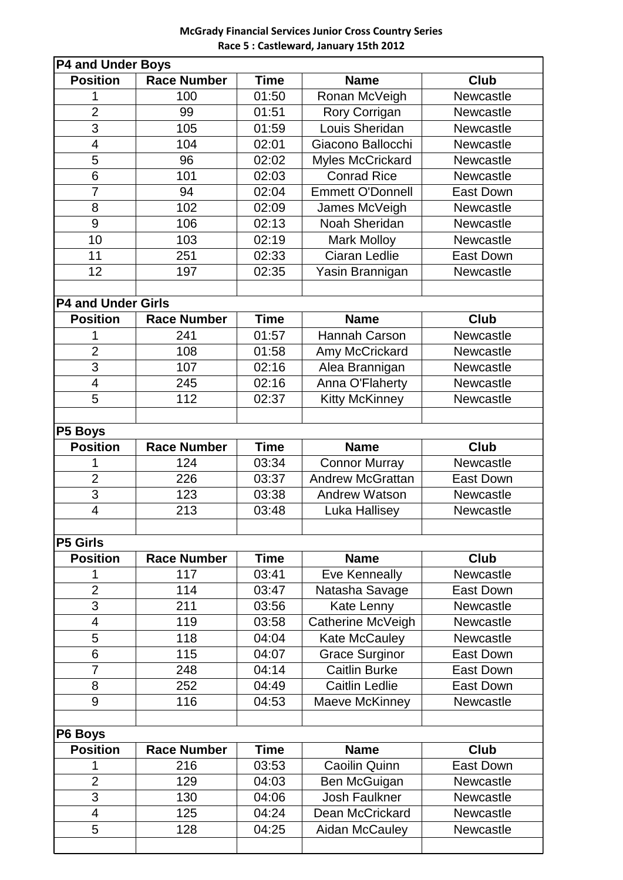**McGrady Financial Services Junior Cross Country Series**
**Race 5 : Castleward, January 15th 2012**

### P4 and Under Boys

| Position | Race Number | Time | Name | Club |
|---|---|---|---|---|
| 1 | 100 | 01:50 | Ronan McVeigh | Newcastle |
| 2 | 99 | 01:51 | Rory Corrigan | Newcastle |
| 3 | 105 | 01:59 | Louis Sheridan | Newcastle |
| 4 | 104 | 02:01 | Giacono Ballocchi | Newcastle |
| 5 | 96 | 02:02 | Myles McCrickard | Newcastle |
| 6 | 101 | 02:03 | Conrad Rice | Newcastle |
| 7 | 94 | 02:04 | Emmett O'Donnell | East Down |
| 8 | 102 | 02:09 | James McVeigh | Newcastle |
| 9 | 106 | 02:13 | Noah Sheridan | Newcastle |
| 10 | 103 | 02:19 | Mark Molloy | Newcastle |
| 11 | 251 | 02:33 | Ciaran Ledlie | East Down |
| 12 | 197 | 02:35 | Yasin Brannigan | Newcastle |

### P4 and Under Girls

| Position | Race Number | Time | Name | Club |
|---|---|---|---|---|
| 1 | 241 | 01:57 | Hannah Carson | Newcastle |
| 2 | 108 | 01:58 | Amy McCrickard | Newcastle |
| 3 | 107 | 02:16 | Alea Brannigan | Newcastle |
| 4 | 245 | 02:16 | Anna O'Flaherty | Newcastle |
| 5 | 112 | 02:37 | Kitty McKinney | Newcastle |

### P5 Boys

| Position | Race Number | Time | Name | Club |
|---|---|---|---|---|
| 1 | 124 | 03:34 | Connor Murray | Newcastle |
| 2 | 226 | 03:37 | Andrew McGrattan | East Down |
| 3 | 123 | 03:38 | Andrew Watson | Newcastle |
| 4 | 213 | 03:48 | Luka Hallisey | Newcastle |

### P5 Girls

| Position | Race Number | Time | Name | Club |
|---|---|---|---|---|
| 1 | 117 | 03:41 | Eve Kenneally | Newcastle |
| 2 | 114 | 03:47 | Natasha Savage | East Down |
| 3 | 211 | 03:56 | Kate Lenny | Newcastle |
| 4 | 119 | 03:58 | Catherine McVeigh | Newcastle |
| 5 | 118 | 04:04 | Kate McCauley | Newcastle |
| 6 | 115 | 04:07 | Grace Surginor | East Down |
| 7 | 248 | 04:14 | Caitlin Burke | East Down |
| 8 | 252 | 04:49 | Caitlin Ledlie | East Down |
| 9 | 116 | 04:53 | Maeve McKinney | Newcastle |

### P6 Boys

| Position | Race Number | Time | Name | Club |
|---|---|---|---|---|
| 1 | 216 | 03:53 | Caoilin Quinn | East Down |
| 2 | 129 | 04:03 | Ben McGuigan | Newcastle |
| 3 | 130 | 04:06 | Josh Faulkner | Newcastle |
| 4 | 125 | 04:24 | Dean McCrickard | Newcastle |
| 5 | 128 | 04:25 | Aidan McCauley | Newcastle |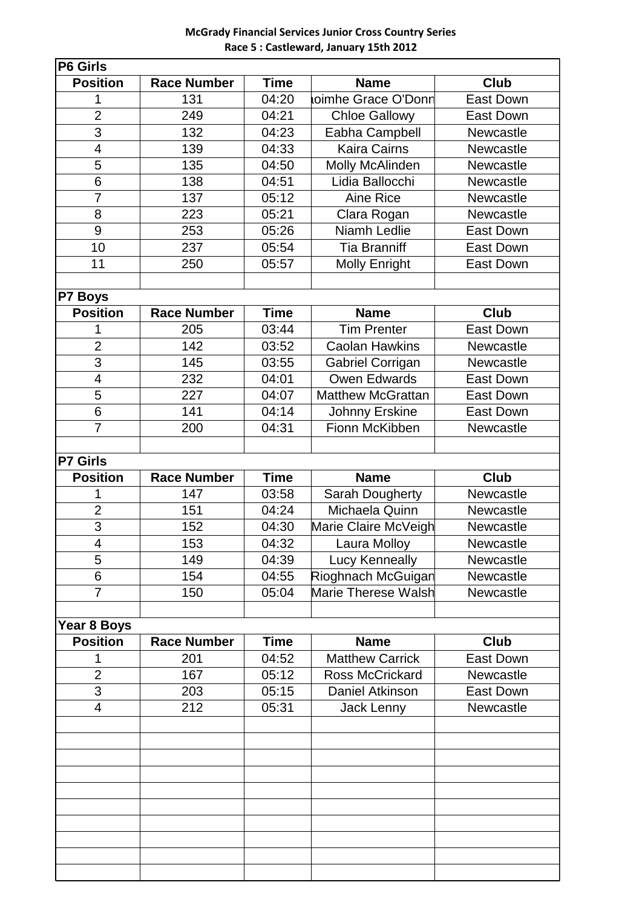**McGrady Financial Services Junior Cross Country Series**
**Race 5 : Castleward, January 15th 2012**

**P6 Girls**

| Position | Race Number | Time | Name | Club |
|---|---|---|---|---|
| 1 | 131 | 04:20 | ıoimhe Grace O'Donn | East Down |
| 2 | 249 | 04:21 | Chloe Gallowy | East Down |
| 3 | 132 | 04:23 | Eabha Campbell | Newcastle |
| 4 | 139 | 04:33 | Kaira Cairns | Newcastle |
| 5 | 135 | 04:50 | Molly McAlinden | Newcastle |
| 6 | 138 | 04:51 | Lidia Ballocchi | Newcastle |
| 7 | 137 | 05:12 | Aine Rice | Newcastle |
| 8 | 223 | 05:21 | Clara Rogan | Newcastle |
| 9 | 253 | 05:26 | Niamh Ledlie | East Down |
| 10 | 237 | 05:54 | Tia Branniff | East Down |
| 11 | 250 | 05:57 | Molly Enright | East Down |

**P7 Boys**

| Position | Race Number | Time | Name | Club |
|---|---|---|---|---|
| 1 | 205 | 03:44 | Tim Prenter | East Down |
| 2 | 142 | 03:52 | Caolan Hawkins | Newcastle |
| 3 | 145 | 03:55 | Gabriel Corrigan | Newcastle |
| 4 | 232 | 04:01 | Owen Edwards | East Down |
| 5 | 227 | 04:07 | Matthew McGrattan | East Down |
| 6 | 141 | 04:14 | Johnny Erskine | East Down |
| 7 | 200 | 04:31 | Fionn McKibben | Newcastle |

**P7 Girls**

| Position | Race Number | Time | Name | Club |
|---|---|---|---|---|
| 1 | 147 | 03:58 | Sarah Dougherty | Newcastle |
| 2 | 151 | 04:24 | Michaela Quinn | Newcastle |
| 3 | 152 | 04:30 | Marie Claire McVeigh | Newcastle |
| 4 | 153 | 04:32 | Laura Molloy | Newcastle |
| 5 | 149 | 04:39 | Lucy Kenneally | Newcastle |
| 6 | 154 | 04:55 | Rioghnach McGuigan | Newcastle |
| 7 | 150 | 05:04 | Marie Therese Walsh | Newcastle |

**Year 8 Boys**

| Position | Race Number | Time | Name | Club |
|---|---|---|---|---|
| 1 | 201 | 04:52 | Matthew Carrick | East Down |
| 2 | 167 | 05:12 | Ross McCrickard | Newcastle |
| 3 | 203 | 05:15 | Daniel Atkinson | East Down |
| 4 | 212 | 05:31 | Jack Lenny | Newcastle |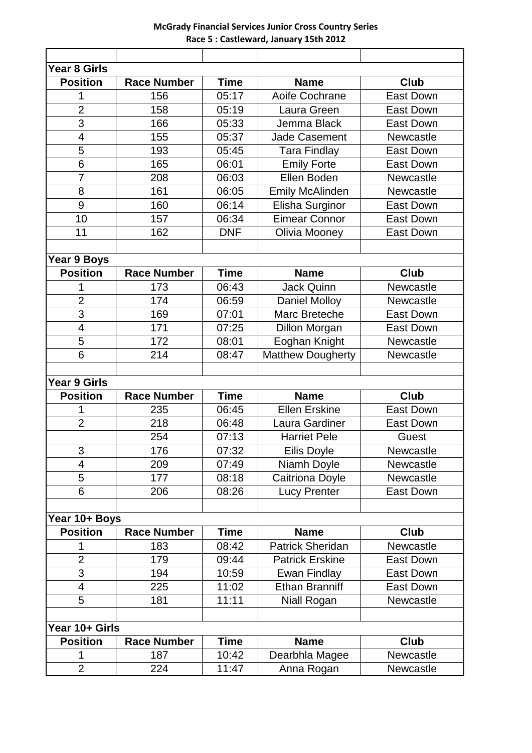**McGrady Financial Services Junior Cross Country Series**
**Race 5 : Castleward, January 15th 2012**

| | | | | |
|---|---|---|---|---|
| **Year 8 Girls** | | | | |
| **Position** | **Race Number** | **Time** | **Name** | **Club** |
| 1 | 156 | 05:17 | Aoife Cochrane | East Down |
| 2 | 158 | 05:19 | Laura Green | East Down |
| 3 | 166 | 05:33 | Jemma Black | East Down |
| 4 | 155 | 05:37 | Jade Casement | Newcastle |
| 5 | 193 | 05:45 | Tara Findlay | East Down |
| 6 | 165 | 06:01 | Emily Forte | East Down |
| 7 | 208 | 06:03 | Ellen Boden | Newcastle |
| 8 | 161 | 06:05 | Emily McAlinden | Newcastle |
| 9 | 160 | 06:14 | Elisha Surginor | East Down |
| 10 | 157 | 06:34 | Eimear Connor | East Down |
| 11 | 162 | DNF | Olivia Mooney | East Down |
| | | | | |
| **Year 9 Boys** | | | | |
| **Position** | **Race Number** | **Time** | **Name** | **Club** |
| 1 | 173 | 06:43 | Jack Quinn | Newcastle |
| 2 | 174 | 06:59 | Daniel Molloy | Newcastle |
| 3 | 169 | 07:01 | Marc Breteche | East Down |
| 4 | 171 | 07:25 | Dillon Morgan | East Down |
| 5 | 172 | 08:01 | Eoghan Knight | Newcastle |
| 6 | 214 | 08:47 | Matthew Dougherty | Newcastle |
| | | | | |
| **Year 9 Girls** | | | | |
| **Position** | **Race Number** | **Time** | **Name** | **Club** |
| 1 | 235 | 06:45 | Ellen Erskine | East Down |
| 2 | 218 | 06:48 | Laura Gardiner | East Down |
| | 254 | 07:13 | Harriet Pele | Guest |
| 3 | 176 | 07:32 | Eilis Doyle | Newcastle |
| 4 | 209 | 07:49 | Niamh Doyle | Newcastle |
| 5 | 177 | 08:18 | Caitriona Doyle | Newcastle |
| 6 | 206 | 08:26 | Lucy Prenter | East Down |
| | | | | |
| **Year 10+ Boys** | | | | |
| **Position** | **Race Number** | **Time** | **Name** | **Club** |
| 1 | 183 | 08:42 | Patrick Sheridan | Newcastle |
| 2 | 179 | 09:44 | Patrick Erskine | East Down |
| 3 | 194 | 10:59 | Ewan Findlay | East Down |
| 4 | 225 | 11:02 | Ethan Branniff | East Down |
| 5 | 181 | 11:11 | Niall Rogan | Newcastle |
| | | | | |
| **Year 10+ Girls** | | | | |
| **Position** | **Race Number** | **Time** | **Name** | **Club** |
| 1 | 187 | 10:42 | Dearbhla Magee | Newcastle |
| 2 | 224 | 11:47 | Anna Rogan | Newcastle |